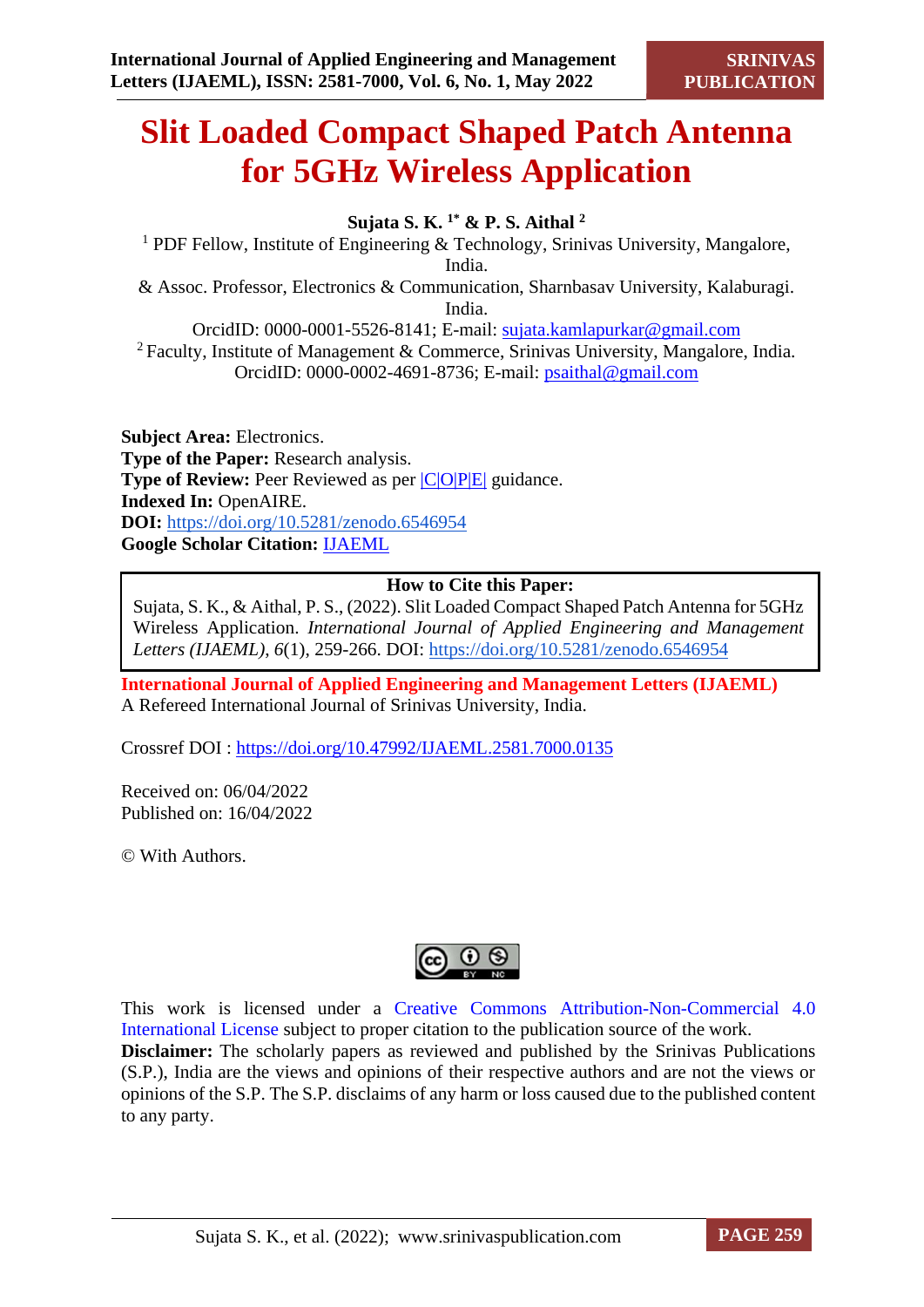# Slit Loaded Compact Shaped Patch Antenna for 5GHz Wireless Application

**Sujata S. K.** [1*] **& P. S. Aithal** [2]

[1] PDF Fellow, Institute of Engineering & Technology, Srinivas University, Mangalore, India.

& Assoc. Professor, Electronics & Communication, Sharnbasav University, Kalaburagi. India.

OrcidID: 0000-0001-5526-8141; E-mail: sujata.kamlapurkar@gmail.com

[2] Faculty, Institute of Management & Commerce, Srinivas University, Mangalore, India.

OrcidID: 0000-0002-4691-8736; E-mail: psaithal@gmail.com

**Subject Area:** Electronics.
**Type of the Paper:** Research analysis.
**Type of Review:** Peer Reviewed as per |C|O|P|E| guidance.
**Indexed In:** OpenAIRE.
**DOI:** https://doi.org/10.5281/zenodo.6546954
**Google Scholar Citation:** IJAEML

**How to Cite this Paper:**

Sujata, S. K., & Aithal, P. S., (2022). Slit Loaded Compact Shaped Patch Antenna for 5GHz Wireless Application. *International Journal of Applied Engineering and Management Letters (IJAEML)*, *6*(1), 259-266. DOI: https://doi.org/10.5281/zenodo.6546954

**International Journal of Applied Engineering and Management Letters (IJAEML)**
A Refereed International Journal of Srinivas University, India.

Crossref DOI : https://doi.org/10.47992/IJAEML.2581.7000.0135

Received on: 06/04/2022
Published on: 16/04/2022

© With Authors.

This work is licensed under a Creative Commons Attribution-Non-Commercial 4.0 International License subject to proper citation to the publication source of the work.

**Disclaimer:** The scholarly papers as reviewed and published by the Srinivas Publications (S.P.), India are the views and opinions of their respective authors and are not the views or opinions of the S.P. The S.P. disclaims of any harm or loss caused due to the published content to any party.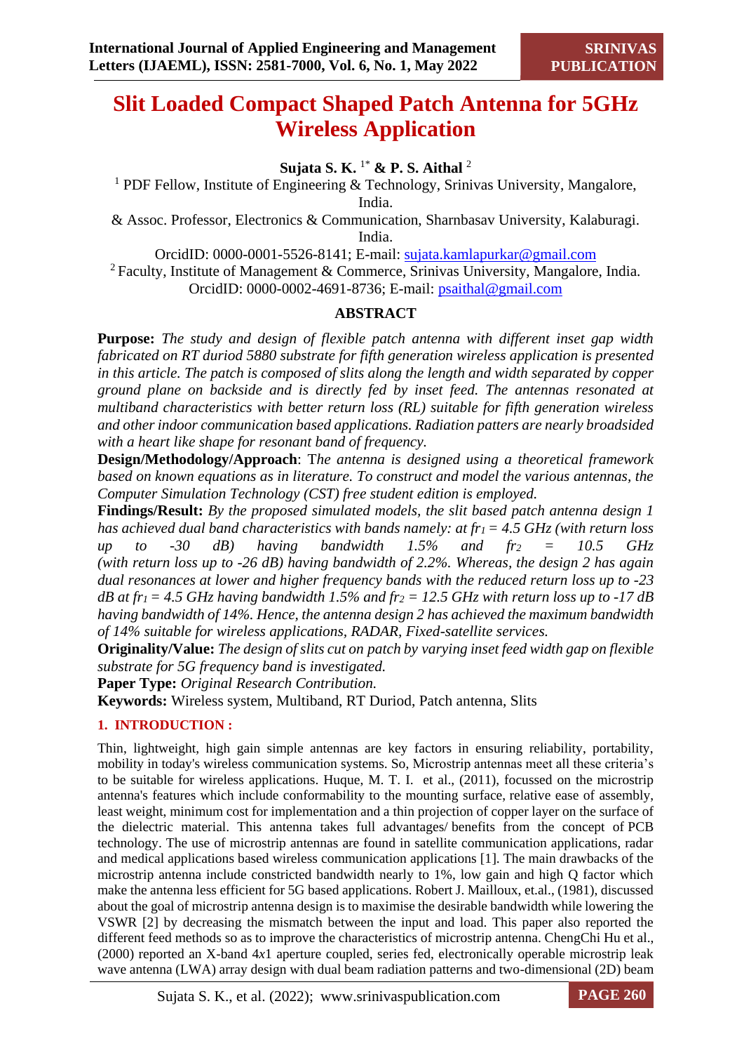# Slit Loaded Compact Shaped Patch Antenna for 5GHz Wireless Application

**Sujata S. K.** [1*] **& P. S. Aithal** [2]

[1] PDF Fellow, Institute of Engineering & Technology, Srinivas University, Mangalore, India.

& Assoc. Professor, Electronics & Communication, Sharnbasav University, Kalaburagi. India.

OrcidID: 0000-0001-5526-8141; E-mail: sujata.kamlapurkar@gmail.com

[2] Faculty, Institute of Management & Commerce, Srinivas University, Mangalore, India.

OrcidID: 0000-0002-4691-8736; E-mail: psaithal@gmail.com

## ABSTRACT

**Purpose:** *The study and design of flexible patch antenna with different inset gap width fabricated on RT duriod 5880 substrate for fifth generation wireless application is presented in this article. The patch is composed of slits along the length and width separated by copper ground plane on backside and is directly fed by inset feed. The antennas resonated at multiband characteristics with better return loss (RL) suitable for fifth generation wireless and other indoor communication based applications. Radiation patters are nearly broadsided with a heart like shape for resonant band of frequency.*

**Design/Methodology/Approach**: T*he antenna is designed using a theoretical framework based on known equations as in literature. To construct and model the various antennas, the Computer Simulation Technology (CST) free student edition is employed.*

**Findings/Result:** *By the proposed simulated models, the slit based patch antenna design 1 has achieved dual band characteristics with bands namely: at* $fr_1$ *= 4.5 GHz (with return loss up to -30 dB) having bandwidth 1.5% and* $fr_2$ *= 10.5 GHz (with return loss up to -26 dB) having bandwidth of 2.2%. Whereas, the design 2 has again dual resonances at lower and higher frequency bands with the reduced return loss up to -23 dB at* $fr_1$ *= 4.5 GHz having bandwidth 1.5% and* $fr_2$ *= 12.5 GHz with return loss up to -17 dB having bandwidth of 14%. Hence, the antenna design 2 has achieved the maximum bandwidth of 14% suitable for wireless applications, RADAR, Fixed-satellite services.*

**Originality/Value:** *The design of slits cut on patch by varying inset feed width gap on flexible substrate for 5G frequency band is investigated.*

**Paper Type:** *Original Research Contribution.*

**Keywords:** Wireless system, Multiband, RT Duriod, Patch antenna, Slits

## 1. INTRODUCTION :

Thin, lightweight, high gain simple antennas are key factors in ensuring reliability, portability, mobility in today's wireless communication systems. So, Microstrip antennas meet all these criteria's to be suitable for wireless applications. Huque, M. T. I. et al., (2011), focussed on the microstrip antenna's features which include conformability to the mounting surface, relative ease of assembly, least weight, minimum cost for implementation and a thin projection of copper layer on the surface of the dielectric material. This antenna takes full advantages/ benefits from the concept of PCB technology. The use of microstrip antennas are found in satellite communication applications, radar and medical applications based wireless communication applications [1]. The main drawbacks of the microstrip antenna include constricted bandwidth nearly to 1%, low gain and high Q factor which make the antenna less efficient for 5G based applications. Robert J. Mailloux, et.al., (1981), discussed about the goal of microstrip antenna design is to maximise the desirable bandwidth while lowering the VSWR [2] by decreasing the mismatch between the input and load. This paper also reported the different feed methods so as to improve the characteristics of microstrip antenna. ChengChi Hu et al., (2000) reported an X-band 4*x*1 aperture coupled, series fed, electronically operable microstrip leak wave antenna (LWA) array design with dual beam radiation patterns and two-dimensional (2D) beam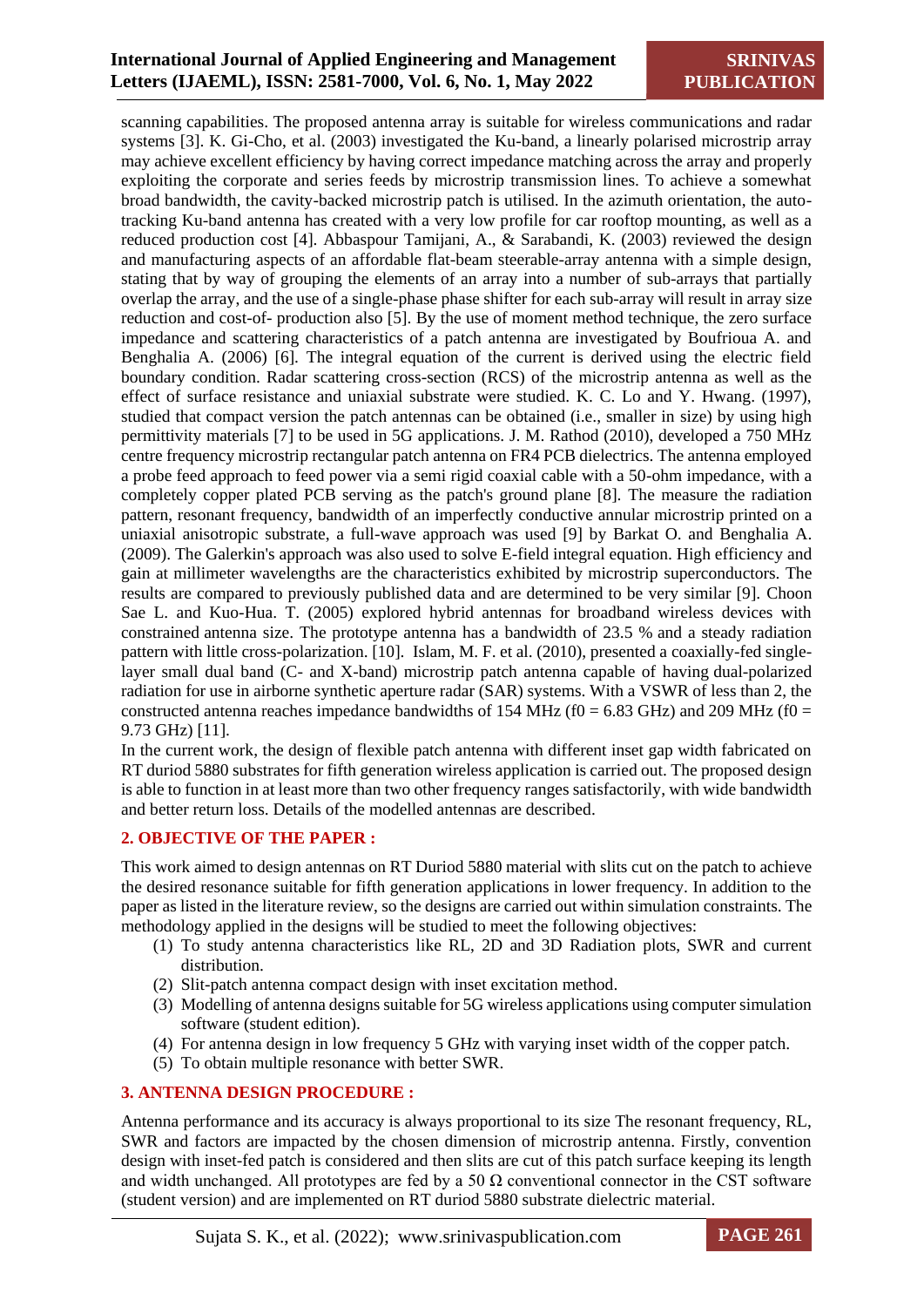scanning capabilities. The proposed antenna array is suitable for wireless communications and radar systems [3]. K. Gi-Cho, et al. (2003) investigated the Ku-band, a linearly polarised microstrip array may achieve excellent efficiency by having correct impedance matching across the array and properly exploiting the corporate and series feeds by microstrip transmission lines. To achieve a somewhat broad bandwidth, the cavity-backed microstrip patch is utilised. In the azimuth orientation, the auto-tracking Ku-band antenna has created with a very low profile for car rooftop mounting, as well as a reduced production cost [4]. Abbaspour Tamijani, A., & Sarabandi, K. (2003) reviewed the design and manufacturing aspects of an affordable flat-beam steerable-array antenna with a simple design, stating that by way of grouping the elements of an array into a number of sub-arrays that partially overlap the array, and the use of a single-phase phase shifter for each sub-array will result in array size reduction and cost-of- production also [5]. By the use of moment method technique, the zero surface impedance and scattering characteristics of a patch antenna are investigated by Boufrioua A. and Benghalia A. (2006) [6]. The integral equation of the current is derived using the electric field boundary condition. Radar scattering cross-section (RCS) of the microstrip antenna as well as the effect of surface resistance and uniaxial substrate were studied. K. C. Lo and Y. Hwang. (1997), studied that compact version the patch antennas can be obtained (i.e., smaller in size) by using high permittivity materials [7] to be used in 5G applications. J. M. Rathod (2010), developed a 750 MHz centre frequency microstrip rectangular patch antenna on FR4 PCB dielectrics. The antenna employed a probe feed approach to feed power via a semi rigid coaxial cable with a 50-ohm impedance, with a completely copper plated PCB serving as the patch's ground plane [8]. The measure the radiation pattern, resonant frequency, bandwidth of an imperfectly conductive annular microstrip printed on a uniaxial anisotropic substrate, a full-wave approach was used [9] by Barkat O. and Benghalia A. (2009). The Galerkin's approach was also used to solve E-field integral equation. High efficiency and gain at millimeter wavelengths are the characteristics exhibited by microstrip superconductors. The results are compared to previously published data and are determined to be very similar [9]. Choon Sae L. and Kuo-Hua. T. (2005) explored hybrid antennas for broadband wireless devices with constrained antenna size. The prototype antenna has a bandwidth of 23.5 % and a steady radiation pattern with little cross-polarization. [10]. Islam, M. F. et al. (2010), presented a coaxially-fed single-layer small dual band (C- and X-band) microstrip patch antenna capable of having dual-polarized radiation for use in airborne synthetic aperture radar (SAR) systems. With a VSWR of less than 2, the constructed antenna reaches impedance bandwidths of 154 MHz ($f0$ = 6.83 GHz) and 209 MHz ($f0$ = 9.73 GHz) [11].

In the current work, the design of flexible patch antenna with different inset gap width fabricated on RT duriod 5880 substrates for fifth generation wireless application is carried out. The proposed design is able to function in at least more than two other frequency ranges satisfactorily, with wide bandwidth and better return loss. Details of the modelled antennas are described.

## 2. OBJECTIVE OF THE PAPER :

This work aimed to design antennas on RT Duriod 5880 material with slits cut on the patch to achieve the desired resonance suitable for fifth generation applications in lower frequency. In addition to the paper as listed in the literature review, so the designs are carried out within simulation constraints. The methodology applied in the designs will be studied to meet the following objectives:

(1) To study antenna characteristics like RL, 2D and 3D Radiation plots, SWR and current distribution.
(2) Slit-patch antenna compact design with inset excitation method.
(3) Modelling of antenna designs suitable for 5G wireless applications using computer simulation software (student edition).
(4) For antenna design in low frequency 5 GHz with varying inset width of the copper patch.
(5) To obtain multiple resonance with better SWR.

## 3. ANTENNA DESIGN PROCEDURE :

Antenna performance and its accuracy is always proportional to its size The resonant frequency, RL, SWR and factors are impacted by the chosen dimension of microstrip antenna. Firstly, convention design with inset-fed patch is considered and then slits are cut of this patch surface keeping its length and width unchanged. All prototypes are fed by a 50 Ω conventional connector in the CST software (student version) and are implemented on RT duriod 5880 substrate dielectric material.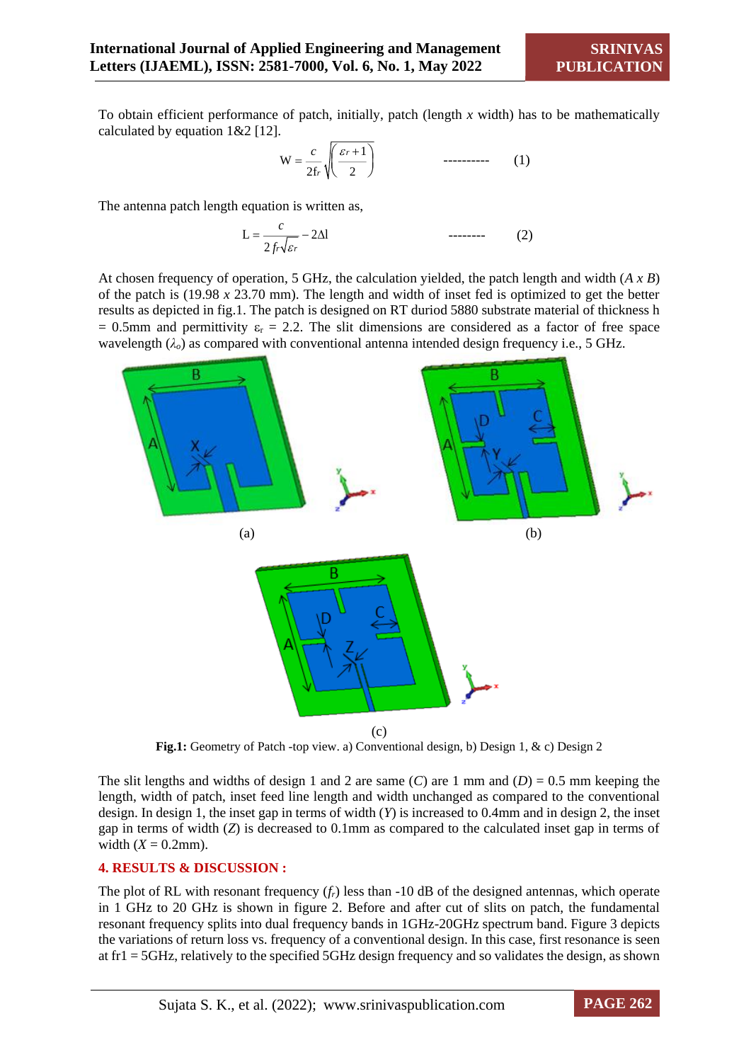To obtain efficient performance of patch, initially, patch (length *x* width) has to be mathematically calculated by equation 1&2 [12].

$$W = \frac{c}{2f_r}\sqrt{\left(\frac{\varepsilon r + 1}{2}\right)} \qquad \text{----------} \qquad (1)$$

The antenna patch length equation is written as,

$$L = \frac{c}{2\, fr\sqrt{\varepsilon r}} - 2\Delta l \qquad \text{--------} \qquad (2)$$

At chosen frequency of operation, 5 GHz, the calculation yielded, the patch length and width (*A x B*) of the patch is (19.98 *x* 23.70 mm). The length and width of inset fed is optimized to get the better results as depicted in fig.1. The patch is designed on RT duriod 5880 substrate material of thickness h = 0.5mm and permittivity $\varepsilon_r$ = 2.2. The slit dimensions are considered as a factor of free space wavelength ($\lambda_o$) as compared with conventional antenna intended design frequency i.e., 5 GHz.

(a) (b)

(c)

**Fig.1:** Geometry of Patch -top view. a) Conventional design, b) Design 1, & c) Design 2

The slit lengths and widths of design 1 and 2 are same (*C*) are 1 mm and (*D*) = 0.5 mm keeping the length, width of patch, inset feed line length and width unchanged as compared to the conventional design. In design 1, the inset gap in terms of width (*Y*) is increased to 0.4mm and in design 2, the inset gap in terms of width (*Z*) is decreased to 0.1mm as compared to the calculated inset gap in terms of width (*X* = 0.2mm).

## 4. RESULTS & DISCUSSION :

The plot of RL with resonant frequency ($f_r$) less than -10 dB of the designed antennas, which operate in 1 GHz to 20 GHz is shown in figure 2. Before and after cut of slits on patch, the fundamental resonant frequency splits into dual frequency bands in 1GHz-20GHz spectrum band. Figure 3 depicts the variations of return loss vs. frequency of a conventional design. In this case, first resonance is seen at fr1 = 5GHz, relatively to the specified 5GHz design frequency and so validates the design, as shown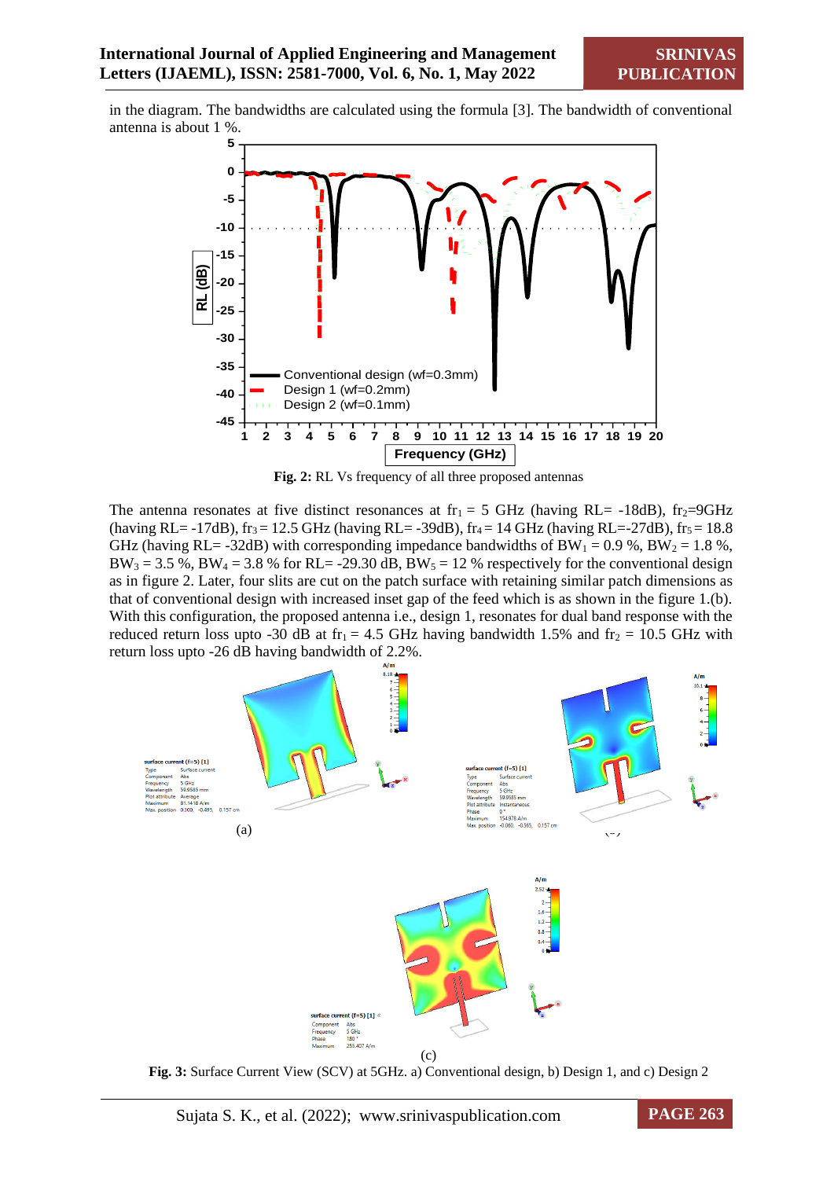in the diagram. The bandwidths are calculated using the formula [3]. The bandwidth of conventional antenna is about 1 %.

**Fig. 2:** RL Vs frequency of all three proposed antennas

The antenna resonates at five distinct resonances at $fr_1$ = 5 GHz (having RL= -18dB), $fr_2$=9GHz (having RL= -17dB), $fr_3$ = 12.5 GHz (having RL= -39dB), $fr_4$ = 14 GHz (having RL=-27dB), $fr_5$ = 18.8 GHz (having RL= -32dB) with corresponding impedance bandwidths of $BW_1$ = 0.9 %, $BW_2$ = 1.8 %, $BW_3$ = 3.5 %, $BW_4$ = 3.8 % for RL= -29.30 dB, $BW_5$ = 12 % respectively for the conventional design as in figure 2. Later, four slits are cut on the patch surface with retaining similar patch dimensions as that of conventional design with increased inset gap of the feed which is as shown in the figure 1.(b). With this configuration, the proposed antenna i.e., design 1, resonates for dual band response with the reduced return loss upto -30 dB at $fr_1$ = 4.5 GHz having bandwidth 1.5% and $fr_2$ = 10.5 GHz with return loss upto -26 dB having bandwidth of 2.2%.

(a)

(b)

(c)

**Fig. 3:** Surface Current View (SCV) at 5GHz. a) Conventional design, b) Design 1, and c) Design 2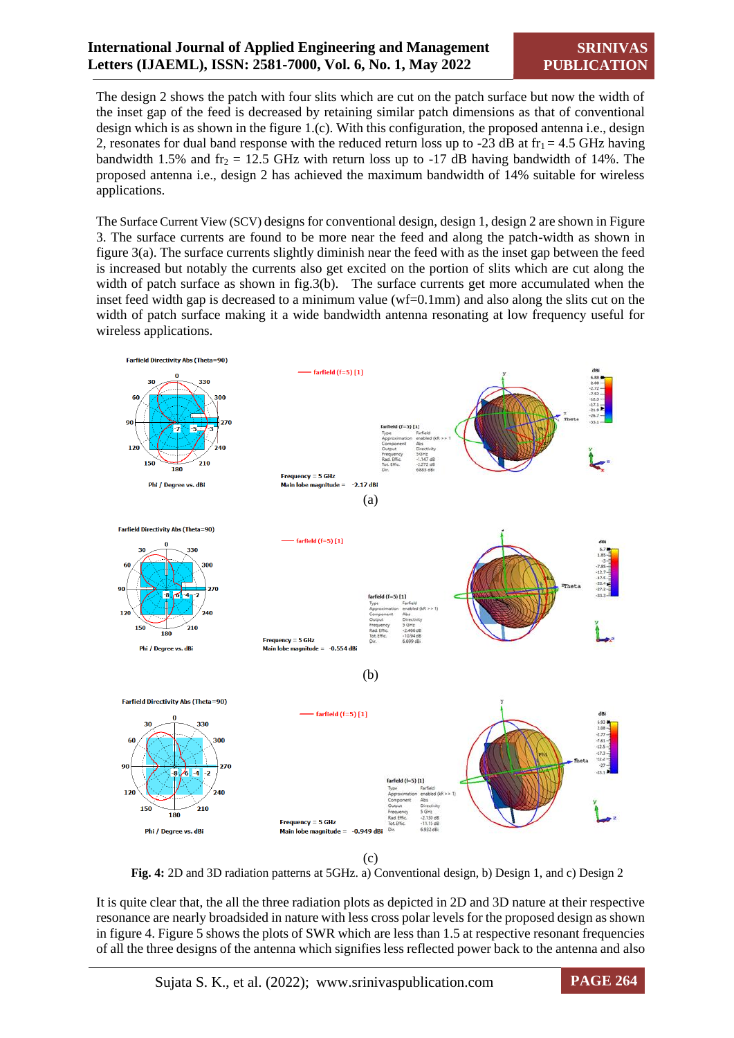The design 2 shows the patch with four slits which are cut on the patch surface but now the width of the inset gap of the feed is decreased by retaining similar patch dimensions as that of conventional design which is as shown in the figure 1.(c). With this configuration, the proposed antenna i.e., design 2, resonates for dual band response with the reduced return loss up to -23 dB at $fr_1$ = 4.5 GHz having bandwidth 1.5% and $fr_2$ = 12.5 GHz with return loss up to -17 dB having bandwidth of 14%. The proposed antenna i.e., design 2 has achieved the maximum bandwidth of 14% suitable for wireless applications.

The Surface Current View (SCV) designs for conventional design, design 1, design 2 are shown in Figure 3. The surface currents are found to be more near the feed and along the patch-width as shown in figure 3(a). The surface currents slightly diminish near the feed with as the inset gap between the feed is increased but notably the currents also get excited on the portion of slits which are cut along the width of patch surface as shown in fig.3(b). The surface currents get more accumulated when the inset feed width gap is decreased to a minimum value (wf=0.1mm) and also along the slits cut on the width of patch surface making it a wide bandwidth antenna resonating at low frequency useful for wireless applications.

(a)

(b)

(c)

**Fig. 4:** 2D and 3D radiation patterns at 5GHz. a) Conventional design, b) Design 1, and c) Design 2

It is quite clear that, the all the three radiation plots as depicted in 2D and 3D nature at their respective resonance are nearly broadsided in nature with less cross polar levels for the proposed design as shown in figure 4. Figure 5 shows the plots of SWR which are less than 1.5 at respective resonant frequencies of all the three designs of the antenna which signifies less reflected power back to the antenna and also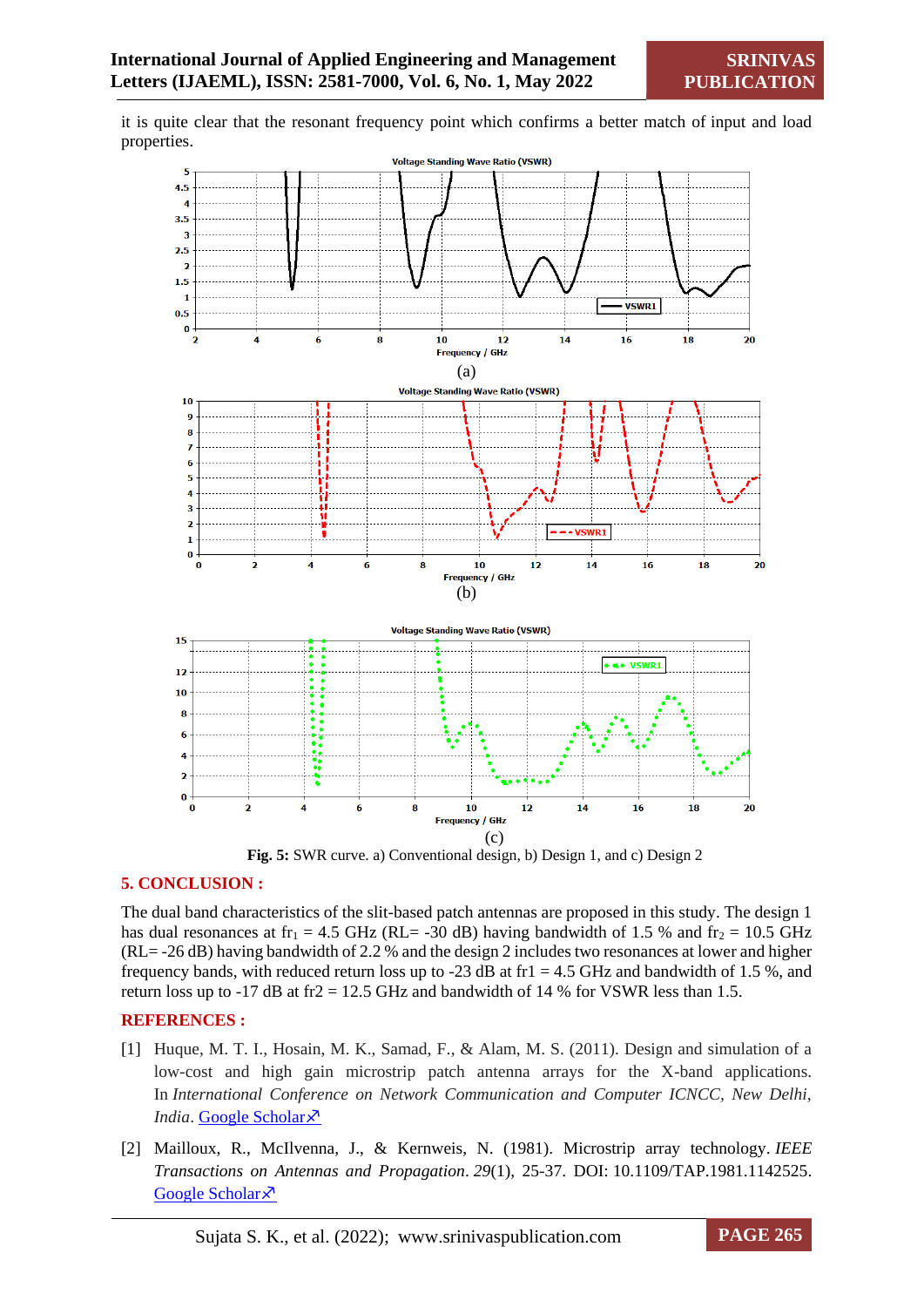it is quite clear that the resonant frequency point which confirms a better match of input and load properties.

**Fig. 5:** SWR curve. a) Conventional design, b) Design 1, and c) Design 2

## 5. CONCLUSION :

The dual band characteristics of the slit-based patch antennas are proposed in this study. The design 1 has dual resonances at $fr_1$ = 4.5 GHz (RL= -30 dB) having bandwidth of 1.5 % and $fr_2$ = 10.5 GHz (RL= -26 dB) having bandwidth of 2.2 % and the design 2 includes two resonances at lower and higher frequency bands, with reduced return loss up to -23 dB at fr1 = 4.5 GHz and bandwidth of 1.5 %, and return loss up to -17 dB at fr2 = 12.5 GHz and bandwidth of 14 % for VSWR less than 1.5.

## REFERENCES :

[1] Huque, M. T. I., Hosain, M. K., Samad, F., & Alam, M. S. (2011). Design and simulation of a low-cost and high gain microstrip patch antenna arrays for the X-band applications. In *International Conference on Network Communication and Computer ICNCC, New Delhi, India*. Google Scholar↗

[2] Mailloux, R., McIlvenna, J., & Kernweis, N. (1981). Microstrip array technology. *IEEE Transactions on Antennas and Propagation*. *29*(1), 25-37. DOI: 10.1109/TAP.1981.1142525. Google Scholar↗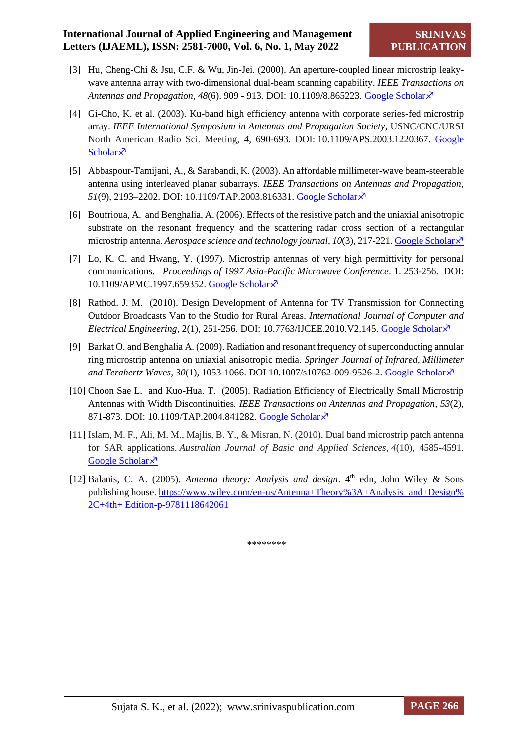[3] Hu, Cheng-Chi & Jsu, C.F. & Wu, Jin-Jei. (2000). An aperture-coupled linear microstrip leaky-wave antenna array with two-dimensional dual-beam scanning capability. *IEEE Transactions on Antennas and Propagation*, *48*(6). 909 - 913. DOI: 10.1109/8.865223. Google Scholar↗

[4] Gi-Cho, K. et al. (2003). Ku-band high efficiency antenna with corporate series-fed microstrip array. *IEEE International Symposium in Antennas and Propagation Society*, USNC/CNC/URSI North American Radio Sci. Meeting, *4*, 690-693. DOI: 10.1109/APS.2003.1220367. Google Scholar↗

[5] Abbaspour-Tamijani, A., & Sarabandi, K. (2003). An affordable millimeter-wave beam-steerable antenna using interleaved planar subarrays. *IEEE Transactions on Antennas and Propagation*, *51*(9), 2193–2202. DOI: 10.1109/TAP.2003.816331. Google Scholar↗

[6] Boufrioua, A. and Benghalia, A. (2006). Effects of the resistive patch and the uniaxial anisotropic substrate on the resonant frequency and the scattering radar cross section of a rectangular microstrip antenna. *Aerospace science and technology journal*, *10*(3), 217-221. Google Scholar↗

[7] Lo, K. C. and Hwang, Y. (1997). Microstrip antennas of very high permittivity for personal communications. *Proceedings of 1997 Asia-Pacific Microwave Conference*. 1. 253-256. DOI: 10.1109/APMC.1997.659352. Google Scholar↗

[8] Rathod. J. M. (2010). Design Development of Antenna for TV Transmission for Connecting Outdoor Broadcasts Van to the Studio for Rural Areas. *International Journal of Computer and Electrical Engineering*, 2(1), 251-256. DOI: 10.7763/IJCEE.2010.V2.145. Google Scholar↗

[9] Barkat O. and Benghalia A. (2009). Radiation and resonant frequency of superconducting annular ring microstrip antenna on uniaxial anisotropic media. *Springer Journal of Infrared, Millimeter and Terahertz Waves*, *30*(1), 1053-1066. DOI 10.1007/s10762-009-9526-2. Google Scholar↗

[10] Choon Sae L. and Kuo-Hua. T. (2005). Radiation Efficiency of Electrically Small Microstrip Antennas with Width Discontinuities. *IEEE Transactions on Antennas and Propagation*, *53*(2), 871-873. DOI: 10.1109/TAP.2004.841282. Google Scholar↗

[11] Islam, M. F., Ali, M. M., Majlis, B. Y., & Misran, N. (2010). Dual band microstrip patch antenna for SAR applications. *Australian Journal of Basic and Applied Sciences*, *4*(10), 4585-4591. Google Scholar↗

[12] Balanis, C. A. (2005). *Antenna theory: Analysis and design*. 4th edn, John Wiley & Sons publishing house. https://www.wiley.com/en-us/Antenna+Theory%3A+Analysis+and+Design%2C+4th+ Edition-p-9781118642061

********